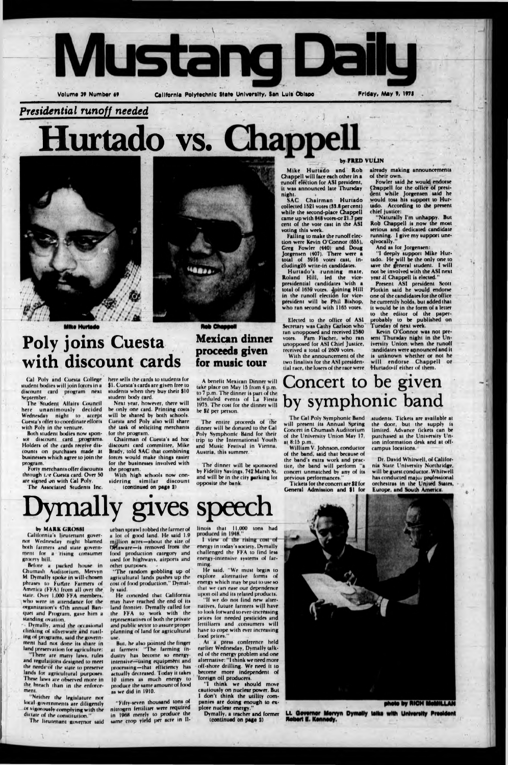# Mustang Daily

Volume 39 Number 69 — California Polytechnic State University, San Luis Obispo — Friday, May 9, 1975

*Presidential runoff needed*

# Hurtado vs. Chappell

Mike Hurtado

Rob Chappell

by FRED VULIN

Mike Hurtado and Rob Chappell will face each other in a runoff election for ASI president, it was announced late Thursday night.

SAC Chairman Hurtado collected 1521 votes (38.8 per cent) while the second-place Chappell came up with 848 votes or 21.7 per cent of the vote cast in the ASI voting this week.

Failing to make the runoff election were Kevin O'Connor (655), Greg Fowler (440) and Doug Jorgensen (407). There were a total of 3916 votes cast, including 26 write-in candidates.

Hurtado's running mate, Roland Hill, led the vice-presidential candidates with a total of 1659 votes. Joining Hill in the runoff election for vice-president will be Phil Bishop, who ran second with 1165 votes.

Elected to the office of ASI Secretary was Cathy Carlson who ran unopposed and received 2580 votes. Pam Fischer, who ran unopposed for ASI Chief Justice, received a total of 2609 votes.

With the announcement of the two finalists for the ASI presidential race, the losers of the race were already making announcements of their own.

Fowler said he would endorse Chappell for the office of president while Jorgensen said he would toss his support to Hurtado. According to the present chief justice:

"Naturally I'm unhappy. But Rob Chappell is now the most serious and dedicated candidate running. I give my support unequivocally."

And as for Jorgensen:

"I deeply support Mike Hurtado. He will be the only one to save the general student. I will not be involved with the ASI next year if Chappell is elected."

Present ASI president Scott Plotkin said he would endorse one of the candidates for the office he currently holds, but added that it would be in the form of a letter to the editor of the paper—probably to be published on Tuesday of next week.

Kevin O'Connor was not present Thursday night in the University Union when the runoff candidates were announced and it is unknown whether or not he will endorse Chappell or Hurtado-if either of them.

## Poly joins Cuesta with discount cards

Cal Poly and Cuesta College student bodies will join forces in a discount card program next September.

The Student Affairs Council here unanimously decided Wednesday night to accept Cuesta's offer to coordinate efforts with Poly in the venture.

Both student bodies now sponsor discount card programs. Holders of the cards receive discounts on purchases made at businesses which agree to join the program.

Forty merchants offer discounts through the Cuesta card. Over 50 are signed on with Cal Poly.

The Associated Students Inc. here sells the cards to students for $1. Cuesta's cards are given free to students when they buy their $10 student body card.

Next year, however, there will be only one card. Printing costs will be shared by both schools. Cuesta and Poly also will share the task of soliciting merchants for the program.

Chairman of Cuesta's ad hoc discount card committee, Mike Brady, told SAC that combining forces would make things easier for the businesses involved with the program.

With high schools now considering similar discount (continued on page 3)

## Mexican dinner proceeds given for music tour

A benefit Mexican Dinner will take place on May 15 from 4 p.m. to 7 p.m. The dinner is part of the scheduled events of La Fiesta 1975. The cost for the dinner will be $2 per person.

The entire proceeds of the dinner will be donated to the Cal Poly Symphonic Band for their trip to the International Youth and Music Festival in Vienna, Austria, this summer.

The dinner will be sponsored by Fidelity Savings, 742 Marsh St. and will be in the city parking lot opposite the bank.

## Concert to be given by symphonic band

The Cal Poly Symphonic Band will present its Annual Spring Concert in Chumash Auditorium of the University Union May 17, at 8:15 p.m.

William V. Johnson, conductor of the band, said that because of the band's extra work and practice, the band will perform "a concert unmatched by any of its previous performances."

Tickets for the concert are $2 for General Admission and $1 for students. Tickets are available at the door, but the supply is limited. Advance tickets can be purchased at the University Union information desk and at off-campus locations.

Dr. David Whitwell, of California State University Northridge, will be guest conductor. Whitwell has conducted major professional orchestras in the United States, Europe, and South America.

# Dymally gives speech

by MARK GROSSI

California's lieutenant governor Wednesday night blamed both farmers and state government for a rising consumer grocery bill.

Before a packed house in Chumash Auditorium, Mervyn M. Dymally spoke in well-chosen phrases to Future Farmers of America (FFA) from all over the state. Over 1,000 FFA members, who were in attendance for the organization's 47th annual Banquet and Program, gave him a standing ovation.

Dymally, amid the occasional clinking of silverware and rustling of programs, said the government had not done its share in land preservation for agriculture:

"There are many laws, rules and regulations designed to meet the needs of the state to preserve lands for agricultural purposes. These laws are observed more in the breach than in the enforcement.

"Neither the legislature nor local governments are diligently or vigorously complying with the dictate of the constitution."

The lieutenant governor said urban sprawl robbed the farmer of a lot of good land. He said 1.9 million acres—about the size of Delaware—is removed from the food production category and used for highways, airports and other purposes.

"The random gobbling up of agricultural lands pushes up the cost of food production," Dymally said.

He conceded that California may have reached the end of its land frontier. Dymally called for the FFA to work with the representatives of both the private and public sector to assure proper planning of land for agricultural use.

But, he also pointed the finger at farmers: "The farming industry has become so energy-intensive—using equipment and processing—that efficiency has actually decreased. Today it takes 10 times as much energy to produce the same amount of food as we did in 1910.

"Fifty-seven thousand tons of nitrogen fertilizer were required in 1968 merely to produce the same crop yield per acre in Illinois that 11,000 tons had produced in 1948."

In view of the rising cost of energy in today's society, Dymally challenged the FFA to find less energy-intensive systems of farming.

He said, "We must begin to explore alternative forms of energy which may be put to use so that we can ease our dependence upon oil and its related products.

"If we do not find new alternatives, future farmers will have to look forward to ever-increasing prices for needed pesticides and fertilizers and consumers will have to cope with ever increasing food prices."

At a press conference held earlier Wednesday, Dymally talked of the energy problem and one alternative: "I think we need more off-shore drilling. We need it to become more independent of foreign oil producers.

"I think we should move cautiously on nuclear power. But I don't think the utility companies are doing enough to explore nuclear energy."

Dymally, a teacher and former (continued on page 2)

photo by RICH McMILLAN

Lt. Governor Mervyn Dymally talks with University President Robert E. Kennedy.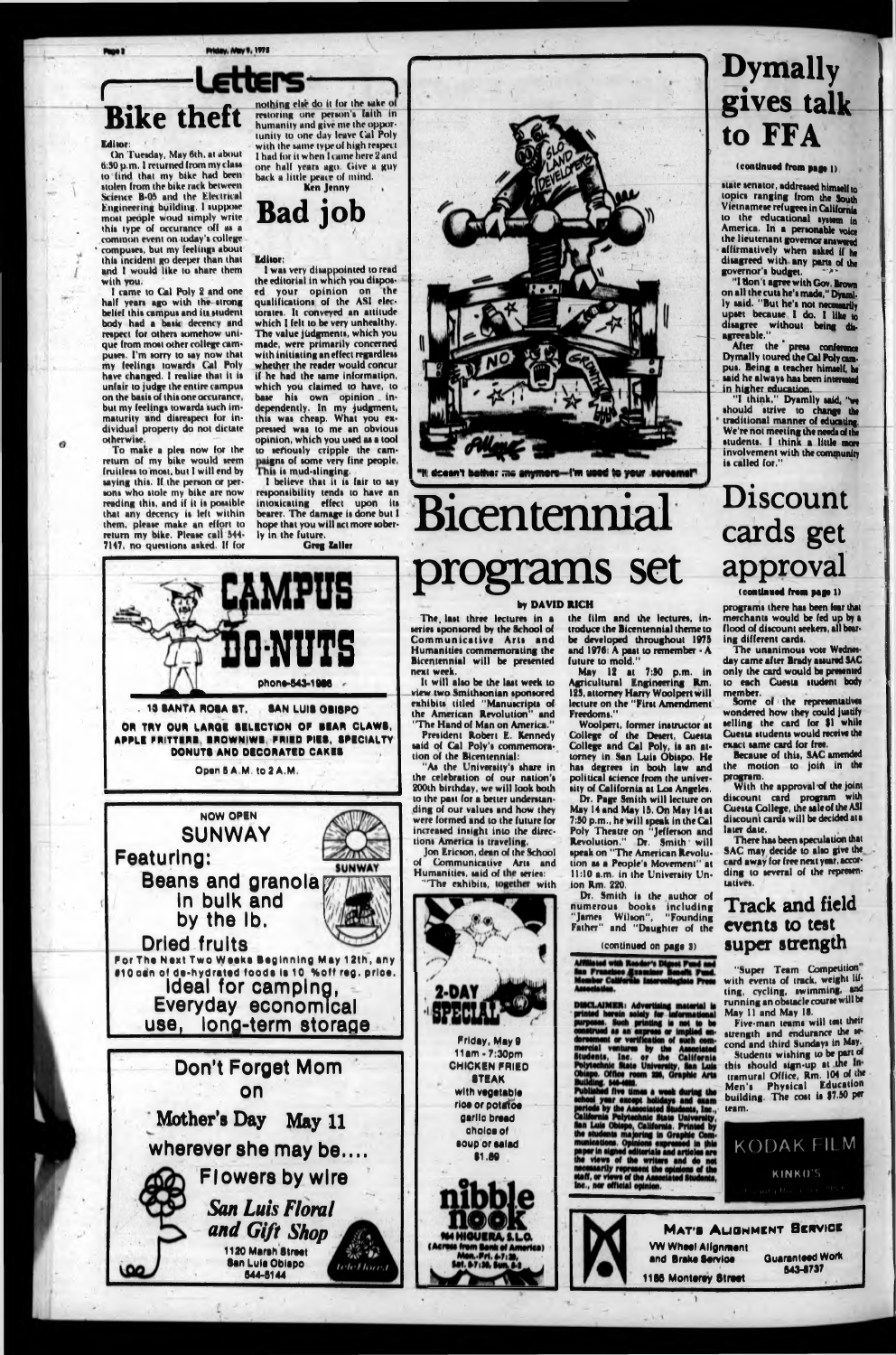# Letters

## Bike theft

Editor:

On Tuesday, May 6th, at about 6:30 p.m. I returned from my class to find that my bike had been stolen from the bike rack between Science B-05 and the Electrical Engineering building. I suppose most people woud simply write this type of occurance off as a common event on today's college compuses, but my feelings about this incident go deeper than that and I would like to share them with you.

I came to Cal Poly 2 and one half years ago with the strong belief this campus and its student body had a basic decency and respect for others somehow unique from most other college campuses. I'm sorry to say now that my feelings towards Cal Poly have changed. I realize that it is unfair to judge the entire campus on the basis of this one occurance, but my feelings towards such immaturity and disrespect for individual property do not dictate otherwise.

To make a plea now for the return of my bike would seem fruitless to most, but I will end by saying this. If the person or persons who stole my bike are now reading this, and if it is possible that any decency is left within them, please make an effort to return my bike. Please call 544-7147, no questions asked. If for nothing else do it for the sake of restoring one person's faith in humanity and give me the opportunity to one day leave Cal Poly with the same type of high respect I had for it when I came here 2 and one half years ago. Give a guy back a little peace of mind.

Ken Jenny

## Bad job

Editor:

I was very disappointed to read the editorial in which you disposed your opinion on the qualifications of the ASI electorates. It conveyed an attitude which I felt to be very unhealthy. The value judgments, which you made, were primarily concerned with initiating an effect regardless whether the reader would concur if he had the same information, which you claimed to have, to base his own opinion independently. In my judgment, this was cheap. What you expressed was to me an obvious opinion, which you used as a tool to seriously cripple the campaigns of some very fine people. This is mud-slinging.

I believe that it is fair to say responsibility tends to have an intoxicating effect upon its bearer. The damage is done but I hope that you will act more soberly in the future.

Greg Zaller

"It doesn't bother me anymore—I'm used to your screams!"

# Bicentennial programs set

by DAVID RICH

The last three lectures in a series sponsored by the School of Communicative Arts and Humanities commemorating the Bicentennial will be presented next week.

It will also be the last week to view two Smithsonian sponsored exhibits titled "Manuscripts of the American Revolution" and "The Hand of Man on America."

President Robert E. Kennedy said of Cal Poly's commemoration of the Bicentennial:

"As the University's share in the celebration of our nation's 200th birthday, we will look both to the past for a better understanding of our values and how they were formed and to the future for increased insight into the directions America is traveling.

Jon Ericson, dean of the School of Communicative Arts and Humanities, said of the series:

"The exhibits, together with the film and the lectures, introduce the Bicentennial theme to be developed throughout 1975 and 1976: A past to remember - A future to mold."

May 12 at 7:30 p.m. in Agricultural Engineering Rm. 123, attorney Harry Woolpert will lecture on the "First Amendment Freedoms."

Woolpert, former instructor at College of the Desert, Cuesta College and Cal Poly, is an attorney in San Luis Obispo. He has degrees in both law and political science from the university of California at Los Angeles.

Dr. Page Smith will lecture on May 14 and May 15. On May 14 at 7:30 p.m., he will speak in the Cal Poly Theatre on "Jefferson and Revolution." Dr. Smith will speak on "The American Revolution as a People's Movement" at 11:10 a.m. in the University Union Rm. 220.

Dr. Smith is the author of numerous books including "James Wilson", "Founding Father" and "Daughter of the

(continued on page 3)

# Dymally gives talk to FFA

(continued from page 1)

state senator, addressed himself to topics ranging from the South Vietnamese refugees in California to the educational system in America. In a personable voice the lieutenant governor answered affirmatively when asked if he disagreed with any parts of the governor's budget.

"I don't agree with Gov. Brown on all the cuts he's made," Dymally said. "But he's not necessarily upset because I do. I like to disagree without being disagreeable."

After the press conference Dymally toured the Cal Poly campus. Being a teacher himself, he said he always has been interested in higher education.

"I think," Dymally said, "we should strive to change the traditional manner of educating. We're not meeting the needs of the students. I think a little more involvement with the community is called for."

# Discount cards get approval

(continued from page 1)

programs there has been fear that merchants would be fed up by a flood of discount seekers, all bearing different cards.

The unanimous vote Wednesday came after Brady assured SAC only the card would be presented to each Cuesta student body member.

Some of the representatives wondered how they could justify selling the card for $1 while Cuesta students would receive the exact same card for free.

Because of this, SAC amended the motion to join in the program.

With the approval of the joint discount card program with Cuesta College, the sale of the ASI discount cards will be decided at a later date.

There has been speculation that SAC may decide to also give the card away for free next year, according to several of the representatives.

## Track and field events to test super strength

"Super Team Competition" with events of track, weight lifting, cycling, swimming, and running an obstacle course will be May 11 and May 18.

Five-man teams will test their strength and endurance the second and third Sundays in May.

Students wishing to be part of this should sign-up at the Intramural Office, Rm. 104 of the Men's Physical Education building. The cost is $7.50 per team.

---

Affiliated with Reader's Digest Fund and the Franklin Foundation. Member California Intercollegiate Press Association.

DISCLAIMER: Advertising material is printed herein solely for informational purposes. Such printing is not to be construed as an express or implied endorsement or verification of such commercial ventures by the Associated Students, Inc. or the California Polytechnic State University, San Luis Obispo. Office room 226, Graphic Arts Building. 546-1143.

Published five times a week during the school year except holidays and exam periods by the Associated Students, Inc., California Polytechnic State University, San Luis Obispo, California. Printed by the students majoring in Graphic Communications. Opinions expressed in this paper in signed editorials and articles are the views of the writers and do not necessarily represent the opinions of the staff, or views of the Associated Students, Inc., nor official opinion.

---

**CAMPUS DO-NUTS**

phone-543-1986

13 SANTA ROSA ST. SAN LUIS OBISPO

OR TRY OUR LARGE SELECTION OF BEAR CLAWS, APPLE FRITTERS, BROWNIES, FRIED PIES, SPECIALTY DONUTS AND DECORATED CAKES

Open 5 A.M. to 2 A.M.

---

**NOW OPEN SUNWAY**

Featuring:

Beans and granola in bulk and by the lb.

Dried fruits

For The Next Two Weeks Beginning May 12th, any #10 can of de-hydrated foods is 10 %off reg. price.

Ideal for camping, Everyday economical use, long-term storage

---

**Don't Forget Mom on Mother's Day May 11 wherever she may be....**

Flowers by wire

*San Luis Floral and Gift Shop*

1120 Marsh Street
San Luis Obispo
544-5144

---

**2-DAY SPECIAL**

Friday, May 9
11am - 7:30pm
CHICKEN FRIED STEAK
with vegetable
rice or potatoe
garlic bread
choice of
soup or salad
$1.89

**nibble nook**

964 HIGUERA, S.L.O.
(Across from Bank of America)
Mon.-Fri. 6-7:30, Sat. 6-7:30, Sun. 8-3

---

KODAK FILM

KINKO'S

---

**MAT'S ALIGNMENT SERVICE**

VW Wheel Alignment and Brake Service

Guaranteed Work 543-8737

1185 Monterey Street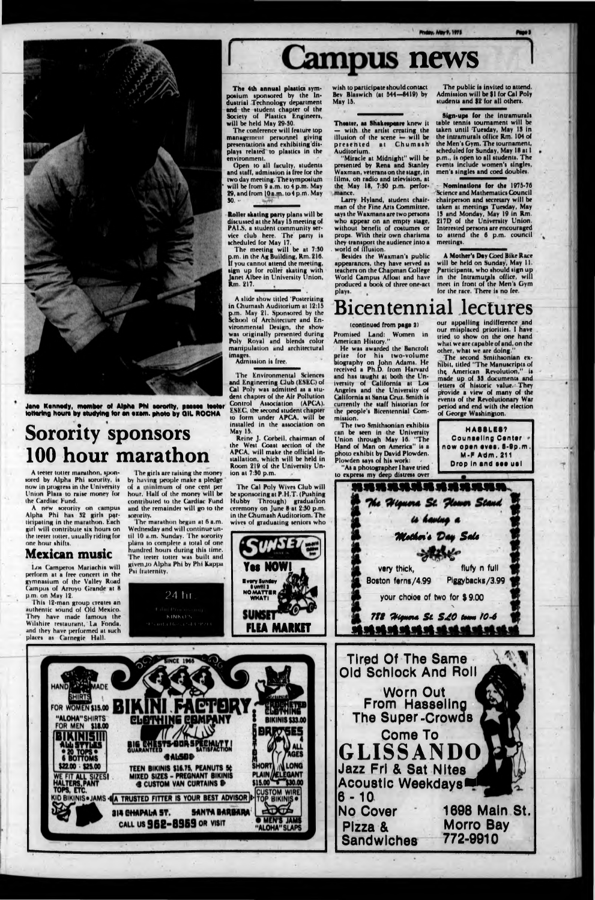# Campus news

Jane Kennedy, member of Alpha Phi sorority, passes teeter tottering hours by studying for an exam. photo by GIL ROCHA

## Sorority sponsors 100 hour marathon

A teeter totter marathon, sponsored by Alpha Phi sorority, is now in progress in the University Union Plaza to raise money for the Cardiac Fund.

A new sorority on campus Alpha Phi has 32 girls participating in the marathon. Each girl will contribute six hours on the teeter totter, usually riding for one hour shifts.

The girls are raising the money by having people make a pledge of a minimum of one cent per hour. Half of the money will be contributed to the Cardiac Fund and the remainder will go to the sorority.

The marathon began at 6 a.m. Wednesday and will continue until 10 a.m. Sunday. The sorority plans to complete a total of one hundred hours during this time. The teeter totter was built and given to Alpha Phi by Phi Kappa Psi fraternity.

## Mexican music

Los Camperos Mariachis will perform at a free concert in the gymnasium of the Valley Road Campus of Arroyo Grande at 8 p.m. on May 12.

This 12-man group creates an authentic sound of Old Mexico. They have made famous the Wilshire restaurant, La Fonda, and they have performed at such places as Carnegie Hall.

**The 4th annual plastics symposium** sponsored by the Industrial Technology department and the student chapter of the Society of Plastics Engineers, will be held May 29-30.

The conference will feature top management personnel giving presentations and exhibiting displays related to plastics in the environment.

Open to all faculty, students and staff, admission is free for the two day meeting. The symposium will be from 9 a.m. to 4 p.m. May 29, and from 10a.m. to 4 p.m. May 30.

**Roller skating party** plans will be discussed at the May 15 meeting of PALS, a student community service club here. The party is scheduled for May 17.

The meeting will be at 7:30 p.m. in the Ag Building, Rm. 216. If you cannot attend the meeting, sign up for roller skating with Janet Albee in University Union, Rm. 217.

A slide show titled 'Posterizing in Chumash Auditorium at 12:15 p.m. May 21. Sponsored by the School of Architecture and Environmental Design, the show was originally presented during Poly Royal and blends color manipulation and architectural images.

Admission is free.

The Environmental Sciences and Engineering Club (ESEC) of Cal Poly was admitted as a student chapter of the Air Pollution Control Association (APCA). ESEC, the second student chapter to form under APCA, will be installed in the association on May 15.

Reine J. Corbeil, chairman of the West Coast section of the APCA, will make the official installation, which will be held in Room 219 of the University Union at 7:30 p.m.

The Cal Poly Wives Club will be sponsoring at P.H.T. (Pushing Hubby Through) graduation ceremony on June 8 at 2:30 p.m. in the Chumash Auditorium. The wives of graduating seniors who wish to participate should contact Bev Blaswich (at 544—8419) by May 15.

**Theater, as Shakespeare** knew it — with the artist creating the illusion of the scene — will be presented at Chumash Auditorium.

"Miracle at Midnight" will be presented by Rena and Stanley Waxman, veterans on the stage, in films, on radio and television, at the May 18, 7:30 p.m. performance.

Larry Hyland, student chairman of the Fine Arts Committee, says the Waxmans are two persons who appear on an empty stage, without benefit of costumes or props. With their own charisma they transport the audience into a world of illusion.

Besides the Waxman's public appearances, they have served as teachers on the Chapman College World Campus Afloat and have produced a book of three one-act plays.

The public is invited to attend. Admission will be $1 for Cal Poly students and $2 for all others.

**Sign-ups for the intramurals** table tennis tournament will be taken until Tuesday, May 13 in the intramurals office Rm. 104 of the Men's Gym. The tournament, scheduled for Sunday, May 18 at 1 p.m., is open to all students. The events include women's singles, men's singles and coed doubles.

**Nominations for the 1975-76** Science and Mathematics Council chairperson and secretary will be taken at meetings Tuesday, May 13 and Monday, May 19 in Rm. 217D of the University Union. Interested persons are encouraged to attend the 6 p.m. council meetings.

**A Mother's Day** Coed Bike Race will be held on Sunday, May 11. Participants, who should sign up in the Intramurals office, will meet in front of the Men's Gym for the race. There is no fee.

## Bicentennial lectures

(continued from page 2)

Promised Land: Women in American History."

He was awarded the Bancroft prize for his two-volume biography on John Adams. He received a Ph.D. from Harvard and has taught at both the University of California at Los Angeles and the University of California at Santa Cruz. Smith is currently the staff historian for the people's Bicentennial Commission.

The two Smithsonian exhibits can be seen in the University Union through May 16. "The Hand of Man on America" is a photo exhibit by David Plowden. Plowden says of his work:

"As a photographer I have tried to express my deep distress over our appalling indifference and our misplaced priorities. I have tried to show on the one hand what we are capable of and, on the other, what we are doing."

The second Smithsonian exhibit, titled "The Manuscripts of the American Revolution," is made up of 33 documents and letters of historic value. They provide a view of many of the events of the Revolutionary War period and end with the election of George Washington.

HASSLES? Counseling Center now open eves. 6-9p.m. M-F Adm. 211 Drop in and see us!

24 hr. Film Processing KINKO'S

SUNSET Drive-In — Yes NOW! Every Sunday 8 until 3 NO MATTER WHAT! SUNSET FLEA MARKET

The Higuera St. Flower Stand is having a Mother's Day Sale

very thick, Boston ferns/4.99 — fluffy n full Piggybacks/3.99

your choice of two for $9.00

778 Higuera St. SLO tues 10-6

SINCE 1965 — BIKINI FACTORY CLOTHING COMPANY

HANDMADE SHIRTS FOR WOMEN $15.00 — "ALOHA" SHIRTS FOR MEN $18.00 — BIKINIS!!! ALL STYLES • 20 TOPS • 6 BOTTOMS $22.00 - $25.00 — WE FIT ALL SIZES! HALTERS, PANT TOPS, ETC. — KID BIKINIS • JAMS

BIG CHESTS OUR SPECIALTY! GUARANTEED SATISFACTION — ALSO: TEEN BIKINIS $16.75, PEANUTS 5¢ MIXED SIZES - PREGNANT BIKINIS — CUSTOM VAN CURTAINS

CROCHETED CLOTHING BIKINIS $33.00 — DRESSES ALL AGES SHORT LONG PLAIN ELEGANT $15.00 - $30.00 — CUSTOM WIRE TOP BIKINIS — MEN'S JAMS "ALOHA" SLAPS

A TRUSTED FITTER IS YOUR BEST ADVISOR — 314 CHAPALA ST. SANTA BARBARA — CALL US 962-8969 OR VISIT

Tired Of The Same Old Schlock And Roll

Worn Out From Hasseling The Super-Crowds

Come To GLISSANDO

Jazz Fri & Sat Nites — Acoustic Weekdays — 6 - 10 — No Cover — Pizza & Sandwiches

1698 Main St. Morro Bay 772-9910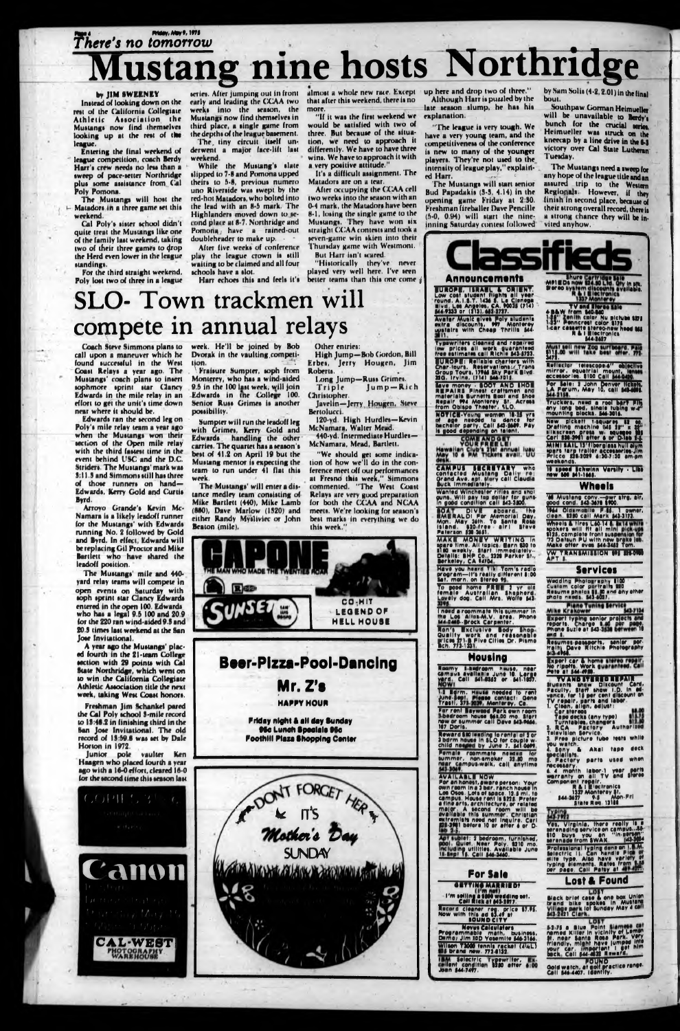# Mustang nine hosts Northridge

by JIM SWEENEY

Instead of looking down on the rest of the California Collegiate Athletic Association the Mustangs now find themselves looking up at the rest of the league.

Entering the final weekend of league competition, coach Berdy Harr's crew needs no less than a sweep of pace-setter Northridge plus some assistance from Cal Poly Pomona.

The Mustangs will host the Matadors in a three game set this weekend.

Cal Poly's sister school didn't quite treat the Mustangs like one of the family last weekend, taking two of their three games to drop the Herd even lower in the league standings.

For the third straight weekend, Poly lost two of three in a league series. After jumping out in front early and leading the CCAA two weeks into the season, the Mustangs now find themselves in third place, a single game from the depths of the league basement.

The tiny circuit itself underwent a major face-lift last weekend.

While the Mustang's slate slipped to 7-8 and Pomona upped theirs to 5-8, previous numero uno Riverside was swept by the red-hot Matadors, who bolted into the lead with an 8-5 mark. The Highlanders moved down to second place at 8-7. Northridge and Pomona have a rained-out doubleheader to make up.

After five weeks of conference play the league crown is still waiting to be claimed and all four schools have a slot.

Harr echoes this and feels it's almost a whole new race. Except that after this weekend, there is no more.

"If it was the first weekend we would be satisfied with two of three. But because of the situation, we need to approach it differently. We have to have three wins. We have to approach it with a very positive attitude."

It's a difficult assignment. The Matadors are on a tear.

After occupying the CCAA cell two weeks into the season with an 0-4 mark, the Matadors have been 8-1, losing the single game to the Mustangs. They have won six straight CCAA contests and took a seven-game win skien into their Thursday game with Westmont.

But Harr isn't scared.

"Historically they've never played very well here. I've seen better teams than this one come up here and drop two of three."

Although Harr is puzzled by the late season slump, he has his explanation.

"The league is very tough. We have a very young team, and the competitiveness of the conference is new to many of the younger players. They're not used to the intensity of league play," explained Harr.

The Mustangs will start senior Bud Papadakis (3-5, 4.14) in the opening game Friday at 2:30. Freshman fireballer Dave Pencille (5-0, 0.94) will start the nine-inning Saturday contest followed by Sam Solis (4-2, 2.01) in the final bout.

Southpaw Gorman Heimueller will be unavailable to Berdy's bunch for the crucial series. Heimueller was struck on the kneecap by a line drive in the 6-3 victory over Cal State Lutheran Tuesday.

The Mustangs need a sweep for any hope of the league title and an assured trip to the Western Regionals. However, if they finish in second place, because of their strong overall record, there is a strong chance they will be invited anyway.

# SLO- Town trackmen will compete in annual relays

Coach Steve Simmons plans to call upon a maneuver which he found successful in the West Coast Relays a year ago. The Mustangs' coach plans to insert sophomore sprint star Clancy Edwards in the mile relay in an effort to get the unit's time down near where it should be.

Edwards ran the second leg on Poly's mile relay team a year ago when the Mustangs won their section of the Open mile relay with the third fastest time in the event behind USC and the D.C. Striders. The Mustangs' mark was 3:11.5 and Simmons still has three of those runners on hand—Edwards, Kerry Gold and Curtis Byrd.

Arroyo Grande's Kevin McNamara is a likely leadoff runner for the Mustangs' with Edwards running No. 2 followed by Gold and Byrd. In effect, Edwards will be replacing Gil Proctor and Mike Bartlett who have shared the leadoff position.

The Mustangs' mile and 440-yard relay teams will compete in open events on Saturday with soph sprint star Clancy Edwards entered in the open 100. Edwards who has a legal 9.5 100 and 20.9 for the 220 ran wind-aided 9.5 and 20.5 times last weekend at the San Jose Invitational.

A year ago the Mustangs' placed fourth in the 21-team College section with 29 points with Cal State Northridge, which went on to win the California Collegiate Athletic Association title the next week, taking West Coast honors.

Freshman Jim Schankel pared the Cal Poly school 3-mile record to 13:46.2 in finishing third in the San Jose Invitational. The old record of 13:59.6 was set by Dale Horton in 1972.

Junior pole vaulter Ken Haagen who placed fourth a year ago with a 16-0 effort, cleared 16-0 for the second time this season last week. He'll be joined by Bob Dvorak in the vaulting competition.

Fraisure Sumpter, soph from Monterey, who has a wind-aided 9.5 in the 100 last week, will join Edwards in the College 100. Senior Russ Grimes is another possibility.

Sumpter will run the leadoff leg with Grimes, Kerry Gold and Edwards handling the other sections. The quartet has a season's best of 41.2 on April 19 but the Mustang mentor is expecting the team to run under 41 flat this week.

The Mustangs' will enter a distance medley team consisting of Mike Bartlett (440), Mike Lamb (880), Dave Marlow (1520) and either Randy Mysliviec or John Beaton (mile).

Other entries:

High Jump—Bob Gordon, Bill Erbes, Jerry Hougen, Jim Roberts.

Long Jump—Russ Grimes.

Triple Jump—Rich Christopher.

Javelin—Jerry Hougen, Steve Bertolucci.

120-yd. High Hurdles—Kevin McNamara, Walter Mead.

440-yd. Intermediate Hurdles—McNamara, Mead, Bartlett.

"We should get some indication of how we'll do in the conference meet off our performances at Fresno this week," Simmons commented. "The West Coast Relays are very good preparation for both the CCAA and NCAA meets. We're looking for season's best marks in everything we do this week."

CAPONE
THE MAN WHO MADE THE TWENTIES ROAR
SUNSET
CO-HIT
LEGEND OF HELL HOUSE

**Beer-Pizza-Pool-Dancing**

**Mr. Z's**

**HAPPY HOUR**

**Friday night & all day Sunday**
**95c Lunch Specials 95c**
**Foothill Plaza Shopping Center**

DON'T FORGET HER
IT'S
Mother's Day
SUNDAY

Canon

CAL-WEST PHOTOGRAPHY WAREHOUSE

# Classifieds

## Announcements

EUROPE, ISRAEL & ORIENT. Low cost student flights all year round. A.I.S.T. 1436 S. La Cienega Blvd. Los Angeles, CA. 90035 (714) 544-9333 or (213) 652-2727.

Avatar Music gives Poly students extra discounts. 997 Monterey upstairs with Cheap Thrills 544-2811.

Typewriters cleaned and repaired low prices all work guaranteed free estimates call Richie 543-6723.

EUROPE: Reliable charters with Char-tours. Reservations: Trans Group Tours, 17986 Sky Park Blvd. 23G, Irvine, (714) 546-7015.

Save money - BOOT AND SHOE REPAIRS Finest craftsmen and materials Burnetts Boot and Shoe Repair 994 Monterey St. Across from Obispo Theater, SLO.

NOTICE-Young women 18-25 yrs of age needed to dance for bachelor party. Call 543-2689. Pay is good depending on talent.

COME AND GET YOUR FREE LEI! Hawaiian Club's 21st annual luau May 10 & PM Tickets avail. UU desk.

CAMPUS SECRETARY who contacted Mustang Daily re: Grand Ave. apt story call Claudia Buck immediately.

Wanted Winchester rifles and old guns, will pay top dollar for guns in good condition call 543-2800.

BOAT DIVE aboard the EMERALD! For Memorial Day, Mon. May 26th. To Santa Rosa Island. $20-free air! Steve Peterson 528-2651.

MAKE MONEY WRITING in spare time. All topics. Earn $20 to $150 weekly. Start immediately. Details: SHP Co., 2226 Parker St., Berkeley, CA 94704.

Have you heard Tiki Tom's radio program—it's really different! 8:00 Sat. morn. on Stereo 95.

To good home FREE 2 yr old female Australian Shepherd. Lovely dog. Call Mrs. Wolfe 543-2365.

I need a roommate this summer in the Los Altos-M.V. area. Phone 544-5465-Brock Carpenter.

Ron's Exclusive Body Shop. Quality work and reasonable prices 371-B Five Cities Dr. Pismo Bch. 773-1251.

## Housing

Roomy 3-bedroom house, near campus available June 16. Large yard. Call 541-3363 or 541-1607.

NOW!
1-2 bdrm. house needed to rent June-Sept. Please contact: Gene Trasti, 373-3039, Monterey, Ca.

For rent Baywood Park own room 3-bedroom house $65.00 mo. Start now or summer call Dave 543-9464, 167 Doris.

Reward $50 leading to rental of 2 or 3 bdrm house in SLO for couple w-child needed by June 7. 541-0699.

Female roommate needed for summer, non-smoker 32.50 mo near campus-walk, call anytime 543-3069.

AVAILABLE NOW
For an honest, aware person: Your own room in a 3 bdr. ranch house in Los Osos. Lots of space. 12.5 mi. to campus. House rent is $225. Prefer a fine arts, architecture, or related major. A second room will be available this summer. Christian extremists need not inquire. Carl 528-3961 before 10 or after 6 or D-box 2-3.

Apt sublet: 2 bedroom, furnished, pool, quiet. Near Poly. $210 mo. including utilities. Available June 15-Sept 15. Call 546-3460.

## For Sale

GETTING MARRIED?
(I'm not)
I'm selling a $300 wedding set. Call Rick at 543-3977.

Record cleaner reg. price $7.95. Now with this ad $3.49 at SOUND CITY

Novus Calculators
Programmable math, business. Demo: Jim 100 Yosemite 546-3166.

Wilson T3000 tennis racket (4⅛L) $25 brand new. 772-6132.

IBM Selectric Typewriter. Excellent condition $330 after 6:00 Joan 544-7497.

Shure Cartridge Sale
M91EDs now $24.50 Ltd. Qty in stk. Stereo systems discounts available.
R & I Electronics
1337 Monterey

TV and Stereo Sale
B&W from $40-$60
21" Zenith color No picture $275
23" Penncrest color $175
Car cassette stereo-new head $65
R & I Electronics
544-3837

Must sell new Zog surfboard. Paid $111.00 will take best offer. 773-3475.

Reflector telescope 4" objective mirror, equatorial mount, lenses accessories. $100 Call 544-0400.

For Sale: 2 John Denver tickets, LA Forum, May 10, call 543-6695, 544-3156.

Truckers, need a roof bar? Fits any long bed, single tubing w-4 mounting blocks. 546-3015.

New pickett t-squares $2 ea. Drafting machine 1½5 28" x 28" also green drape w/ lease Call 528-3961 after 6 or D-box 2-3.

MINI SAIL 13' fiberglass hull alum spars tie trailer accessories-Jim Pricco 528-3029 6:30-7:30 am-pm weekends.

10 speed Schwinn Varsity - Like new $80 541-1665.

## Wheels

'66 Mustang conv.—pwr strg, air, good cond. 543-3679 $900.

1964 Oldsmobile F 85, 1 owner, clean. $390 call Mark 543-3173.

Wheels & Tires L60-14 & 8x14 white spokers will fit all mini pickups. $125, complete front suspension for '73 Datsun PU with new brake job. 2 Blizzard snow tires 544-3465 Tom.

VW TRANSMISSION $95 528-5905 APT 3.

## Services

Wedding Photography $100
Custom color portraits $60
Resume photos $3.00 and any other photo needs. 543-6037.

Piano Tuning Service
Mike Krakower 543-7134

Expert typing senior projects and reports. Charge $.60 per page. Phone Suzie at 543-3635 between 10 and 5.

Resumes-passports, senior portraits Dave Ritchie Photography 543-4968.

Expert car & home stereo repair. No ripoffs. Work guaranteed. Call Pete at 544-4025.

TV AND STEREO REPAIR
Students show Discount Card, Faculty, Staff show I.D. in advance, for 10 per cent discount on TV repair, parts and labor.
1. Clean, align, adjust:
Car stereos $8.00
Tape decks (any type) $12.75
Turntables, changers $12.75
3. RCA Factory Authorized Television Service.
3. Free picture tube tests while you watch.
4. Sony & Akai tape deck specialists.
5. Factory parts used when necessary.
6. 4 month labor-1 year parts warranty on all TV and Stereo Component repair.
R & I Electronics
1337 Monterey St.
544-3837 9-5 Mon-Fri
State Reg. 13158

Typing
543-4811

Yes, Virginia, there really is a serenading service on campus. $5-$10 buys you an "in-person" serenade from SWAK. 543-2034

Professional typing done on I.B.M. Selectric II. Can handle Pica or elite type. Also have variety of typing elements. Rates from $.50 per page. Call Patsy at 481-2271.

## Lost & Found

LOST
Black print case & one box Union brand bike spokes in Mustang Village park lot Sunday May 4 call 543-3321 Clark.

LOST
5-3-75 a Blue Point Siamese cat named Ritter in vicinity of Lemon St. near Santa Rosa Park. Very friendly, might have jumped into your car—important I get him back. Call 544-4632 Reward.

FOUND
Gold watch, at golf practice range. Call 546-4407. Identify.